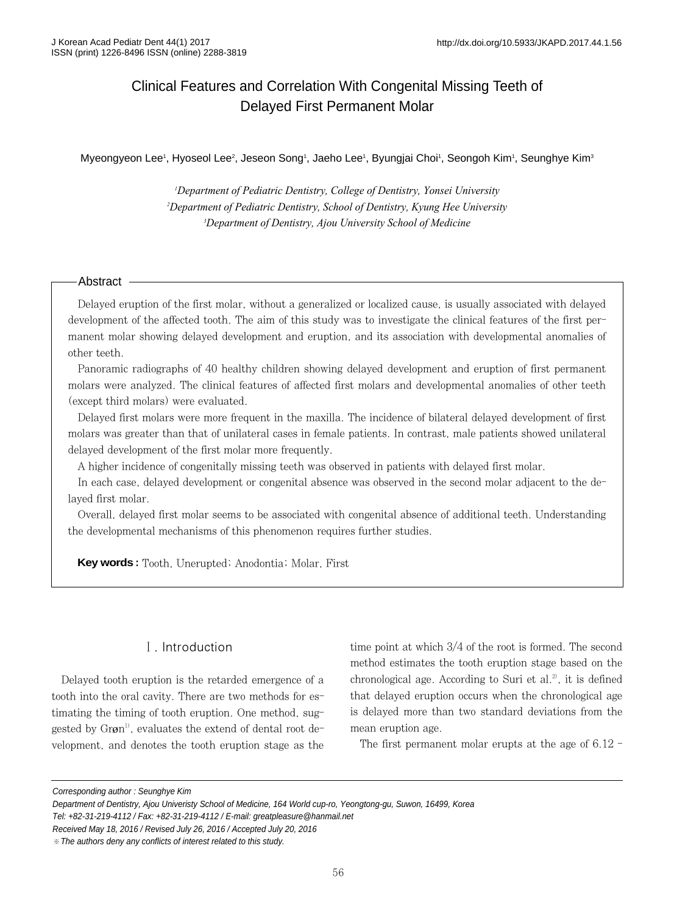# Clinical Features and Correlation With Congenital Missing Teeth of Delayed First Permanent Molar

Myeongyeon Lee[1], Hyoseol Lee[2], Jeseon Song[1], Jaeho Lee[1], Byungjai Choi[1], Seongoh Kim[1], Seunghye Kim[3]

*[1]Department of Pediatric Dentistry, College of Dentistry, Yonsei University*
*[2]Department of Pediatric Dentistry, School of Dentistry, Kyung Hee University*
*[3]Department of Dentistry, Ajou University School of Medicine*

## Abstract

Delayed eruption of the first molar, without a generalized or localized cause, is usually associated with delayed development of the affected tooth. The aim of this study was to investigate the clinical features of the first permanent molar showing delayed development and eruption, and its association with developmental anomalies of other teeth.

Panoramic radiographs of 40 healthy children showing delayed development and eruption of first permanent molars were analyzed. The clinical features of affected first molars and developmental anomalies of other teeth (except third molars) were evaluated.

Delayed first molars were more frequent in the maxilla. The incidence of bilateral delayed development of first molars was greater than that of unilateral cases in female patients. In contrast, male patients showed unilateral delayed development of the first molar more frequently.

A higher incidence of congenitally missing teeth was observed in patients with delayed first molar.

In each case, delayed development or congenital absence was observed in the second molar adjacent to the delayed first molar.

Overall, delayed first molar seems to be associated with congenital absence of additional teeth. Understanding the developmental mechanisms of this phenomenon requires further studies.

**Key words :** Tooth, Unerupted; Anodontia; Molar, First

## Ⅰ. Introduction

Delayed tooth eruption is the retarded emergence of a tooth into the oral cavity. There are two methods for estimating the timing of tooth eruption. One method, suggested by Grøn[1], evaluates the extend of dental root development, and denotes the tooth eruption stage as the time point at which 3/4 of the root is formed. The second method estimates the tooth eruption stage based on the chronological age. According to Suri et al.[2], it is defined that delayed eruption occurs when the chronological age is delayed more than two standard deviations from the mean eruption age.

The first permanent molar erupts at the age of 6.12 -

---

Corresponding author : Seunghye Kim
Department of Dentistry, Ajou Univeristy School of Medicine, 164 World cup-ro, Yeongtong-gu, Suwon, 16499, Korea
Tel: +82-31-219-4112 / Fax: +82-31-219-4112 / E-mail: greatpleasure@hanmail.net
Received May 18, 2016 / Revised July 26, 2016 / Accepted July 20, 2016
※ The authors deny any conflicts of interest related to this study.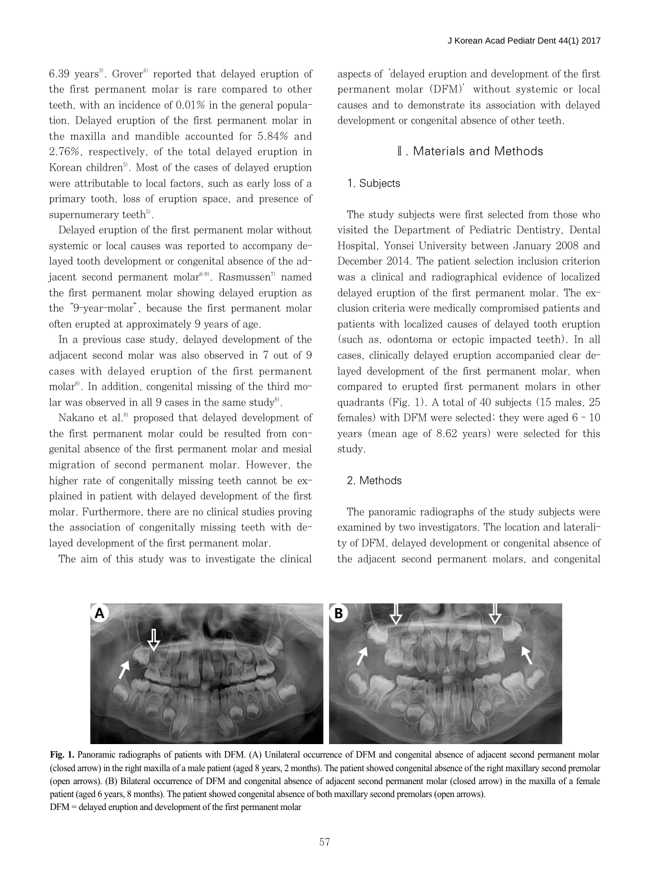6.39 years[3]. Grover[4] reported that delayed eruption of the first permanent molar is rare compared to other teeth, with an incidence of 0.01% in the general population. Delayed eruption of the first permanent molar in the maxilla and mandible accounted for 5.84% and 2.76%, respectively, of the total delayed eruption in Korean children[5]. Most of the cases of delayed eruption were attributable to local factors, such as early loss of a primary tooth, loss of eruption space, and presence of supernumerary teeth[5].

Delayed eruption of the first permanent molar without systemic or local causes was reported to accompany delayed tooth development or congenital absence of the adjacent second permanent molar[6-9]. Rasmussen[7] named the first permanent molar showing delayed eruption as the "9-year-molar", because the first permanent molar often erupted at approximately 9 years of age.

In a previous case study, delayed development of the adjacent second molar was also observed in 7 out of 9 cases with delayed eruption of the first permanent molar[8]. In addition, congenital missing of the third molar was observed in all 9 cases in the same study[8].

Nakano et al.[8] proposed that delayed development of the first permanent molar could be resulted from congenital absence of the first permanent molar and mesial migration of second permanent molar. However, the higher rate of congenitally missing teeth cannot be explained in patient with delayed development of the first molar. Furthermore, there are no clinical studies proving the association of congenitally missing teeth with delayed development of the first permanent molar.

The aim of this study was to investigate the clinical aspects of 'delayed eruption and development of the first permanent molar (DFM)' without systemic or local causes and to demonstrate its association with delayed development or congenital absence of other teeth.

## Ⅱ. Materials and Methods

### 1. Subjects

The study subjects were first selected from those who visited the Department of Pediatric Dentistry, Dental Hospital, Yonsei University between January 2008 and December 2014. The patient selection inclusion criterion was a clinical and radiographical evidence of localized delayed eruption of the first permanent molar. The exclusion criteria were medically compromised patients and patients with localized causes of delayed tooth eruption (such as, odontoma or ectopic impacted teeth). In all cases, clinically delayed eruption accompanied clear delayed development of the first permanent molar, when compared to erupted first permanent molars in other quadrants (Fig. 1). A total of 40 subjects (15 males, 25 females) with DFM were selected; they were aged 6 - 10 years (mean age of 8.62 years) were selected for this study.

### 2. Methods

The panoramic radiographs of the study subjects were examined by two investigators. The location and laterality of DFM, delayed development or congenital absence of the adjacent second permanent molars, and congenital

**Fig. 1.** Panoramic radiographs of patients with DFM. (A) Unilateral occurrence of DFM and congenital absence of adjacent second permanent molar (closed arrow) in the right maxilla of a male patient (aged 8 years, 2 months). The patient showed congenital absence of the right maxillary second premolar (open arrows). (B) Bilateral occurrence of DFM and congenital absence of adjacent second permanent molar (closed arrow) in the maxilla of a female patient (aged 6 years, 8 months). The patient showed congenital absence of both maxillary second premolars (open arrows).
DFM = delayed eruption and development of the first permanent molar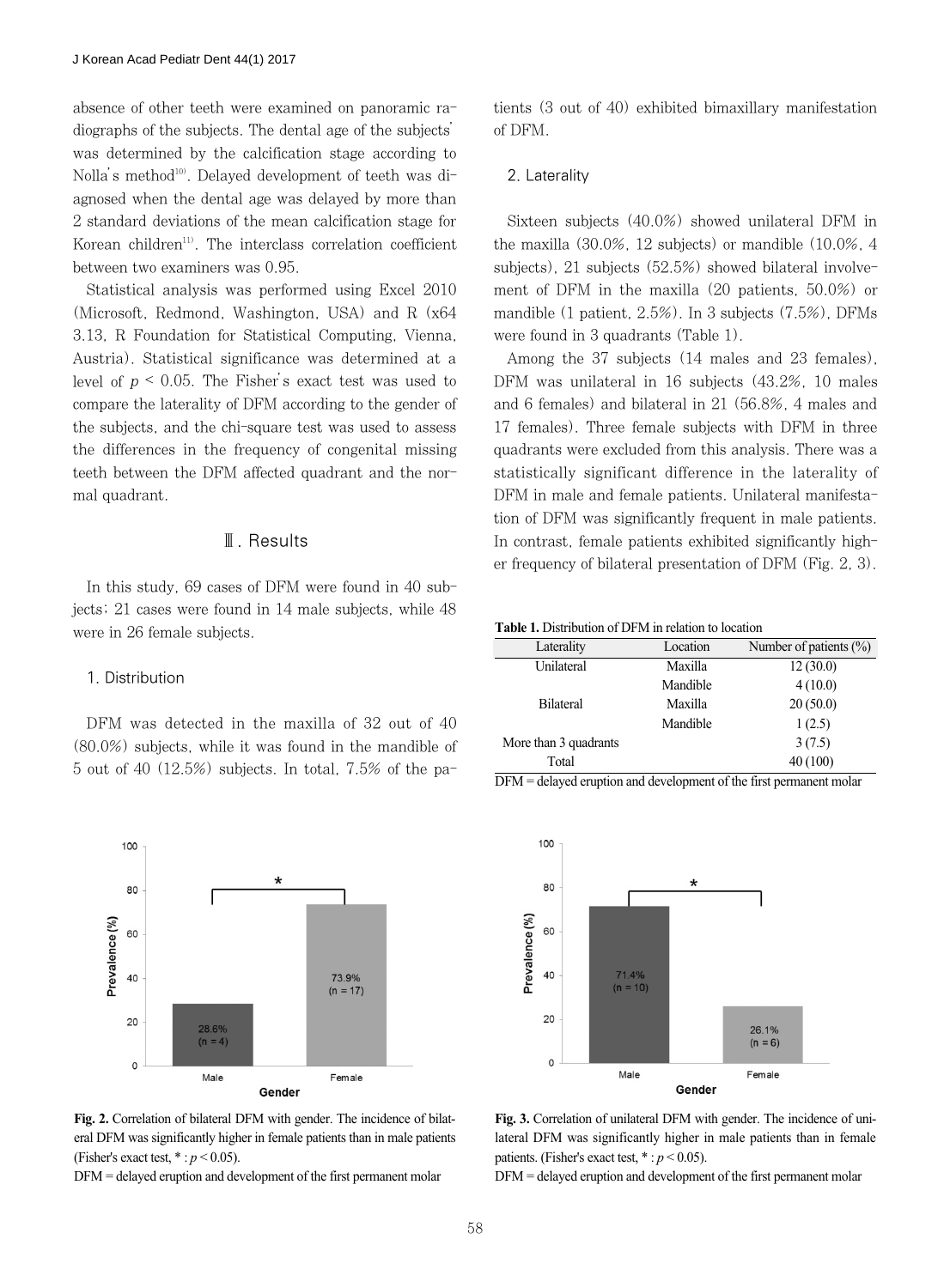absence of other teeth were examined on panoramic radiographs of the subjects. The dental age of the subjects' was determined by the calcification stage according to Nolla's method[10]. Delayed development of teeth was diagnosed when the dental age was delayed by more than 2 standard deviations of the mean calcification stage for Korean children[11]. The interclass correlation coefficient between two examiners was 0.95.

Statistical analysis was performed using Excel 2010 (Microsoft, Redmond, Washington, USA) and R (x64 3.13, R Foundation for Statistical Computing, Vienna, Austria). Statistical significance was determined at a level of $p < 0.05$. The Fisher's exact test was used to compare the laterality of DFM according to the gender of the subjects, and the chi-square test was used to assess the differences in the frequency of congenital missing teeth between the DFM affected quadrant and the normal quadrant.

## Ⅲ. Results

In this study, 69 cases of DFM were found in 40 subjects; 21 cases were found in 14 male subjects, while 48 were in 26 female subjects.

### 1. Distribution

DFM was detected in the maxilla of 32 out of 40 (80.0%) subjects, while it was found in the mandible of 5 out of 40 (12.5%) subjects. In total, 7.5% of the patients (3 out of 40) exhibited bimaxillary manifestation of DFM.

### 2. Laterality

Sixteen subjects (40.0%) showed unilateral DFM in the maxilla (30.0%, 12 subjects) or mandible (10.0%, 4 subjects), 21 subjects (52.5%) showed bilateral involvement of DFM in the maxilla (20 patients, 50.0%) or mandible (1 patient, 2.5%). In 3 subjects (7.5%), DFMs were found in 3 quadrants (Table 1).

Among the 37 subjects (14 males and 23 females), DFM was unilateral in 16 subjects (43.2%, 10 males and 6 females) and bilateral in 21 (56.8%, 4 males and 17 females). Three female subjects with DFM in three quadrants were excluded from this analysis. There was a statistically significant difference in the laterality of DFM in male and female patients. Unilateral manifestation of DFM was significantly frequent in male patients. In contrast, female patients exhibited significantly higher frequency of bilateral presentation of DFM (Fig. 2, 3).

**Table 1.** Distribution of DFM in relation to location

| Laterality | Location | Number of patients (%) |
|---|---|---|
| Unilateral | Maxilla | 12 (30.0) |
| | Mandible | 4 (10.0) |
| Bilateral | Maxilla | 20 (50.0) |
| | Mandible | 1 (2.5) |
| More than 3 quadrants | | 3 (7.5) |
| Total | | 40 (100) |

DFM = delayed eruption and development of the first permanent molar

**Fig. 2.** Correlation of bilateral DFM with gender. The incidence of bilateral DFM was significantly higher in female patients than in male patients (Fisher's exact test, * : $p < 0.05$).

DFM = delayed eruption and development of the first permanent molar

**Fig. 3.** Correlation of unilateral DFM with gender. The incidence of unilateral DFM was significantly higher in male patients than in female patients. (Fisher's exact test, * : $p < 0.05$).

DFM = delayed eruption and development of the first permanent molar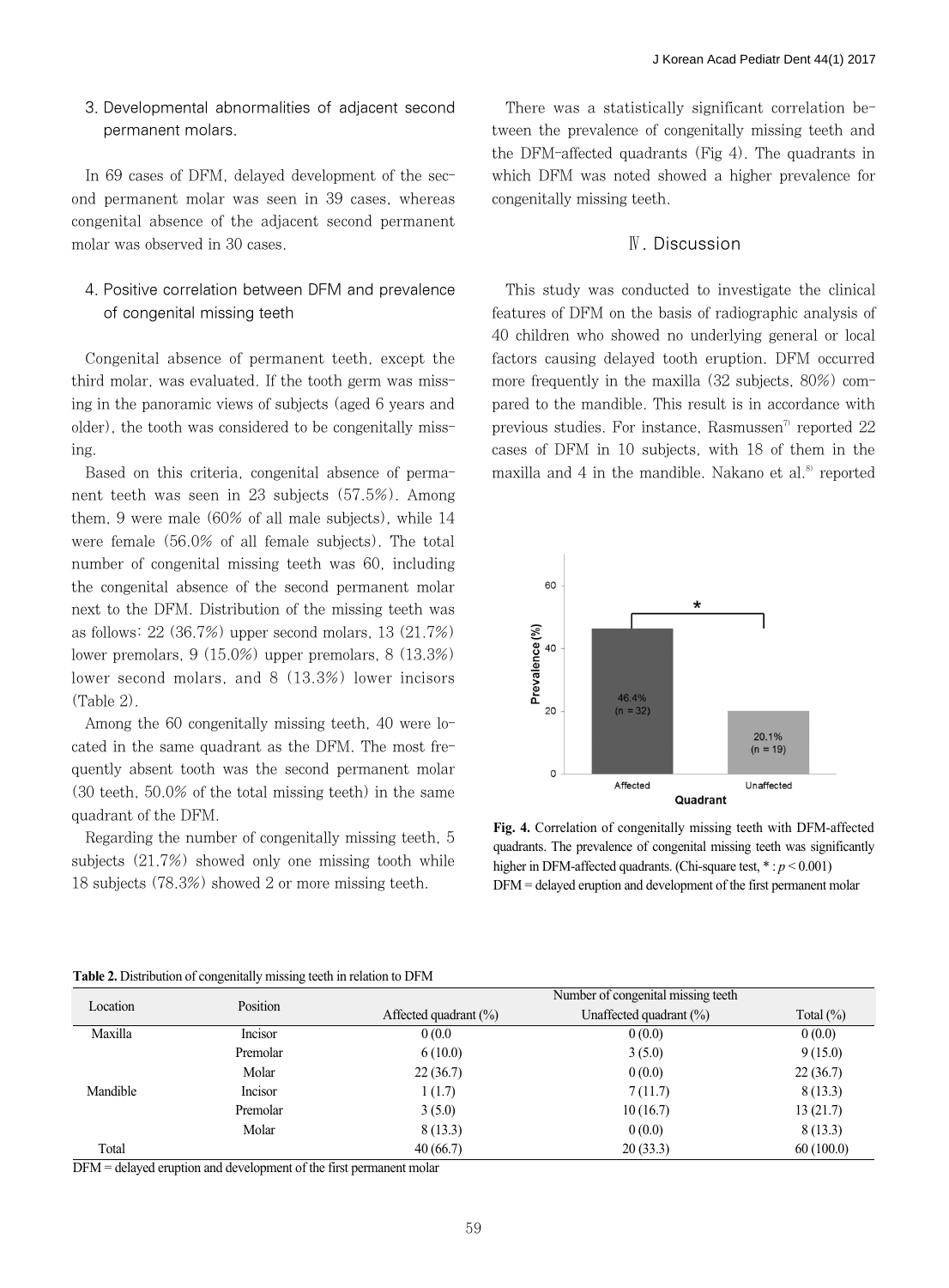### 3. Developmental abnormalities of adjacent second permanent molars.

In 69 cases of DFM, delayed development of the second permanent molar was seen in 39 cases, whereas congenital absence of the adjacent second permanent molar was observed in 30 cases.

### 4. Positive correlation between DFM and prevalence of congenital missing teeth

Congenital absence of permanent teeth, except the third molar, was evaluated. If the tooth germ was missing in the panoramic views of subjects (aged 6 years and older), the tooth was considered to be congenitally missing.

Based on this criteria, congenital absence of permanent teeth was seen in 23 subjects (57.5%). Among them, 9 were male (60% of all male subjects), while 14 were female (56.0% of all female subjects). The total number of congenital missing teeth was 60, including the congenital absence of the second permanent molar next to the DFM. Distribution of the missing teeth was as follows: 22 (36.7%) upper second molars, 13 (21.7%) lower premolars, 9 (15.0%) upper premolars, 8 (13.3%) lower second molars, and 8 (13.3%) lower incisors (Table 2).

Among the 60 congenitally missing teeth, 40 were located in the same quadrant as the DFM. The most frequently absent tooth was the second permanent molar (30 teeth, 50.0% of the total missing teeth) in the same quadrant of the DFM.

Regarding the number of congenitally missing teeth, 5 subjects (21.7%) showed only one missing tooth while 18 subjects (78.3%) showed 2 or more missing teeth.

There was a statistically significant correlation between the prevalence of congenitally missing teeth and the DFM-affected quadrants (Fig 4). The quadrants in which DFM was noted showed a higher prevalence for congenitally missing teeth.

## Ⅳ. Discussion

This study was conducted to investigate the clinical features of DFM on the basis of radiographic analysis of 40 children who showed no underlying general or local factors causing delayed tooth eruption. DFM occurred more frequently in the maxilla (32 subjects, 80%) compared to the mandible. This result is in accordance with previous studies. For instance, Rasmussen[7] reported 22 cases of DFM in 10 subjects, with 18 of them in the maxilla and 4 in the mandible. Nakano et al.[8] reported

**Fig. 4.** Correlation of congenitally missing teeth with DFM-affected quadrants. The prevalence of congenital missing teeth was significantly higher in DFM-affected quadrants. (Chi-square test, * : $p < 0.001$)
DFM = delayed eruption and development of the first permanent molar

**Table 2.** Distribution of congenitally missing teeth in relation to DFM

| Location | Position | Number of congenital missing teeth | | |
|---|---|---|---|---|
| | | Affected quadrant (%) | Unaffected quadrant (%) | Total (%) |
| Maxilla | Incisor | 0 (0.0 | 0 (0.0) | 0 (0.0) |
| | Premolar | 6 (10.0) | 3 (5.0) | 9 (15.0) |
| | Molar | 22 (36.7) | 0 (0.0) | 22 (36.7) |
| Mandible | Incisor | 1 (1.7) | 7 (11.7) | 8 (13.3) |
| | Premolar | 3 (5.0) | 10 (16.7) | 13 (21.7) |
| | Molar | 8 (13.3) | 0 (0.0) | 8 (13.3) |
| Total | | 40 (66.7) | 20 (33.3) | 60 (100.0) |

DFM = delayed eruption and development of the first permanent molar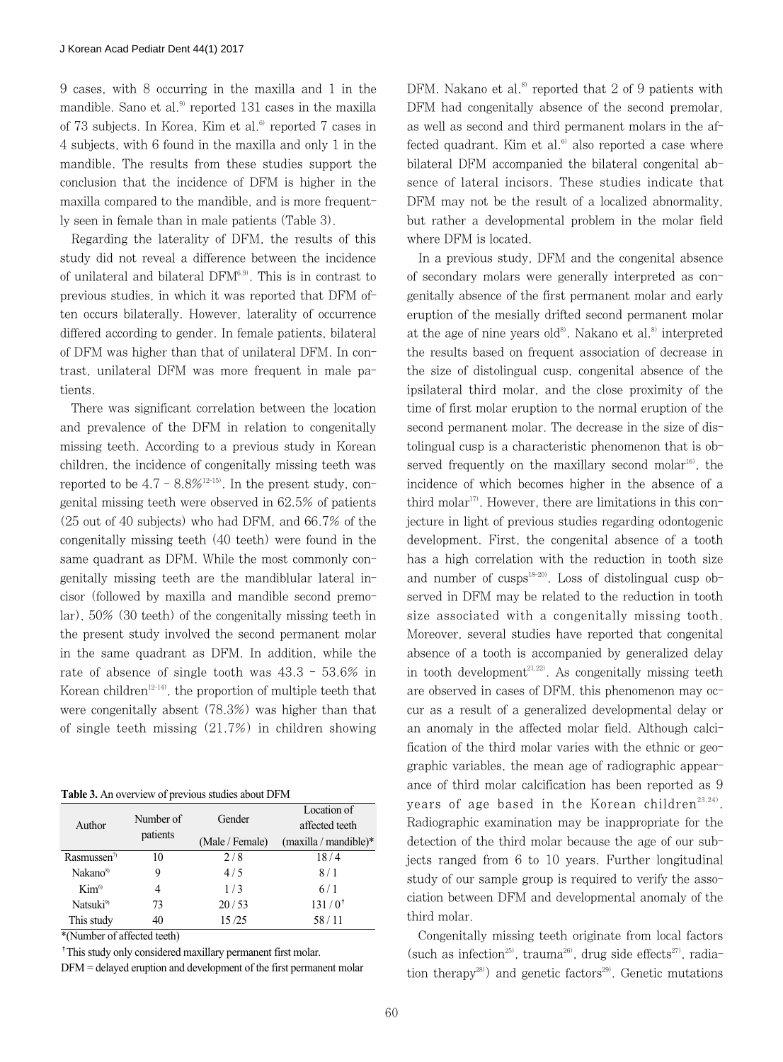9 cases, with 8 occurring in the maxilla and 1 in the mandible. Sano et al.[9] reported 131 cases in the maxilla of 73 subjects. In Korea, Kim et al.[6] reported 7 cases in 4 subjects, with 6 found in the maxilla and only 1 in the mandible. The results from these studies support the conclusion that the incidence of DFM is higher in the maxilla compared to the mandible, and is more frequently seen in female than in male patients (Table 3).

Regarding the laterality of DFM, the results of this study did not reveal a difference between the incidence of unilateral and bilateral DFM[6,9]. This is in contrast to previous studies, in which it was reported that DFM often occurs bilaterally. However, laterality of occurrence differed according to gender. In female patients, bilateral of DFM was higher than that of unilateral DFM. In contrast, unilateral DFM was more frequent in male patients.

There was significant correlation between the location and prevalence of the DFM in relation to congenitally missing teeth. According to a previous study in Korean children, the incidence of congenitally missing teeth was reported to be 4.7 - 8.8%[12-15]. In the present study, congenital missing teeth were observed in 62.5% of patients (25 out of 40 subjects) who had DFM, and 66.7% of the congenitally missing teeth (40 teeth) were found in the same quadrant as DFM. While the most commonly congenitally missing teeth are the mandiblular lateral incisor (followed by maxilla and mandible second premolar), 50% (30 teeth) of the congenitally missing teeth in the present study involved the second permanent molar in the same quadrant as DFM. In addition, while the rate of absence of single tooth was 43.3 - 53.6% in Korean children[12-14], the proportion of multiple teeth that were congenitally absent (78.3%) was higher than that of single teeth missing (21.7%) in children showing DFM. Nakano et al.[8] reported that 2 of 9 patients with DFM had congenitally absence of the second premolar, as well as second and third permanent molars in the affected quadrant. Kim et al.[6] also reported a case where bilateral DFM accompanied the bilateral congenital absence of lateral incisors. These studies indicate that DFM may not be the result of a localized abnormality, but rather a developmental problem in the molar field where DFM is located.

**Table 3.** An overview of previous studies about DFM

| Author | Number of patients | Gender | Location of affected teeth |
|---|---|---|---|
| | | (Male / Female) | (maxilla / mandible)* |
| Rasmussen[7] | 10 | 2 / 8 | 18 / 4 |
| Nakano[8] | 9 | 4 / 5 | 8 / 1 |
| Kim[6] | 4 | 1 / 3 | 6 / 1 |
| Natsuki[9] | 73 | 20 / 53 | 131 / 0† |
| This study | 40 | 15 /25 | 58 / 11 |

*(Number of affected teeth)

†This study only considered maxillary permanent first molar.

DFM = delayed eruption and development of the first permanent molar

In a previous study, DFM and the congenital absence of secondary molars were generally interpreted as congenitally absence of the first permanent molar and early eruption of the mesially drifted second permanent molar at the age of nine years old[8]. Nakano et al.[8] interpreted the results based on frequent association of decrease in the size of distolingual cusp, congenital absence of the ipsilateral third molar, and the close proximity of the time of first molar eruption to the normal eruption of the second permanent molar. The decrease in the size of distolingual cusp is a characteristic phenomenon that is observed frequently on the maxillary second molar[16], the incidence of which becomes higher in the absence of a third molar[17]. However, there are limitations in this conjecture in light of previous studies regarding odontogenic development. First, the congenital absence of a tooth has a high correlation with the reduction in tooth size and number of cusps[18-20]. Loss of distolingual cusp observed in DFM may be related to the reduction in tooth size associated with a congenitally missing tooth. Moreover, several studies have reported that congenital absence of a tooth is accompanied by generalized delay in tooth development[21,22]. As congenitally missing teeth are observed in cases of DFM, this phenomenon may occur as a result of a generalized developmental delay or an anomaly in the affected molar field. Although calcification of the third molar varies with the ethnic or geographic variables, the mean age of radiographic appearance of third molar calcification has been reported as 9 years of age based in the Korean children[23,24]. Radiographic examination may be inappropriate for the detection of the third molar because the age of our subjects ranged from 6 to 10 years. Further longitudinal study of our sample group is required to verify the association between DFM and developmental anomaly of the third molar.

Congenitally missing teeth originate from local factors (such as infection[25], trauma[26], drug side effects[27], radiation therapy[28]) and genetic factors[29]. Genetic mutations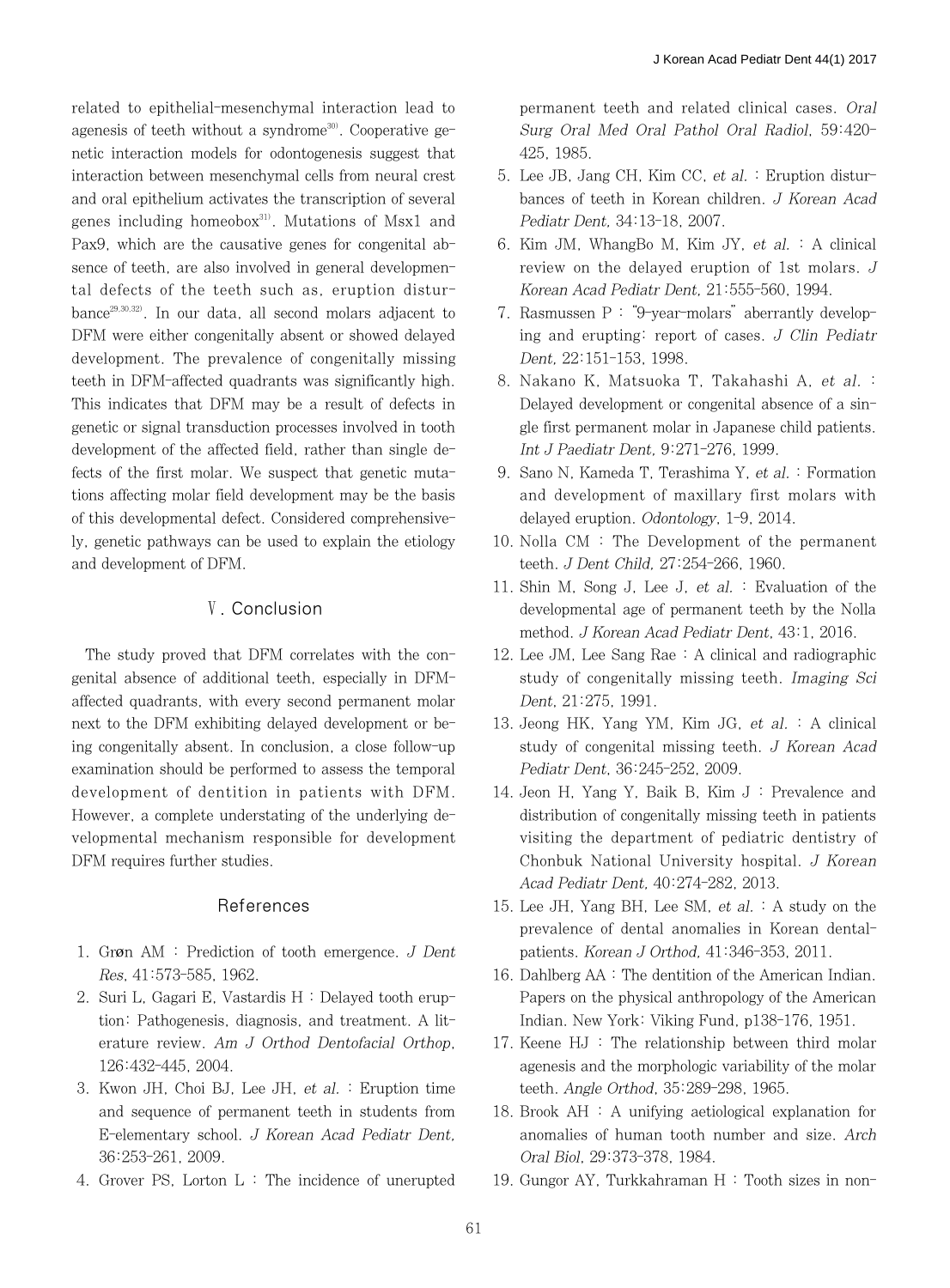related to epithelial-mesenchymal interaction lead to agenesis of teeth without a syndrome[30]. Cooperative genetic interaction models for odontogenesis suggest that interaction between mesenchymal cells from neural crest and oral epithelium activates the transcription of several genes including homeobox[31]. Mutations of Msx1 and Pax9, which are the causative genes for congenital absence of teeth, are also involved in general developmental defects of the teeth such as, eruption disturbance[29,30,32]. In our data, all second molars adjacent to DFM were either congenitally absent or showed delayed development. The prevalence of congenitally missing teeth in DFM-affected quadrants was significantly high. This indicates that DFM may be a result of defects in genetic or signal transduction processes involved in tooth development of the affected field, rather than single defects of the first molar. We suspect that genetic mutations affecting molar field development may be the basis of this developmental defect. Considered comprehensively, genetic pathways can be used to explain the etiology and development of DFM.

## Ⅴ. Conclusion

The study proved that DFM correlates with the congenital absence of additional teeth, especially in DFM-affected quadrants, with every second permanent molar next to the DFM exhibiting delayed development or being congenitally absent. In conclusion, a close follow-up examination should be performed to assess the temporal development of dentition in patients with DFM. However, a complete understating of the underlying developmental mechanism responsible for development DFM requires further studies.

## References

1. Grøn AM : Prediction of tooth emergence. *J Dent Res*, 41:573-585, 1962.
2. Suri L, Gagari E, Vastardis H : Delayed tooth eruption: Pathogenesis, diagnosis, and treatment. A literature review. *Am J Orthod Dentofacial Orthop*, 126:432-445, 2004.
3. Kwon JH, Choi BJ, Lee JH, *et al.* : Eruption time and sequence of permanent teeth in students from E-elementary school. *J Korean Acad Pediatr Dent,* 36:253-261, 2009.
4. Grover PS, Lorton L : The incidence of unerupted permanent teeth and related clinical cases. *Oral Surg Oral Med Oral Pathol Oral Radiol*, 59:420-425, 1985.
5. Lee JB, Jang CH, Kim CC, *et al.* : Eruption disturbances of teeth in Korean children. *J Korean Acad Pediatr Dent,* 34:13-18, 2007.
6. Kim JM, WhangBo M, Kim JY, *et al.* : A clinical review on the delayed eruption of 1st molars. *J Korean Acad Pediatr Dent,* 21:555-560, 1994.
7. Rasmussen P : "9-year-molars" aberrantly developing and erupting: report of cases. *J Clin Pediatr Dent,* 22:151-153, 1998.
8. Nakano K, Matsuoka T, Takahashi A, *et al.* : Delayed development or congenital absence of a single first permanent molar in Japanese child patients. *Int J Paediatr Dent,* 9:271-276, 1999.
9. Sano N, Kameda T, Terashima Y, *et al.* : Formation and development of maxillary first molars with delayed eruption. *Odontology*, 1-9, 2014.
10. Nolla CM : The Development of the permanent teeth. *J Dent Child,* 27:254-266, 1960.
11. Shin M, Song J, Lee J, *et al.* : Evaluation of the developmental age of permanent teeth by the Nolla method. *J Korean Acad Pediatr Dent,* 43:1, 2016.
12. Lee JM, Lee Sang Rae : A clinical and radiographic study of congenitally missing teeth. *Imaging Sci Dent,* 21:275, 1991.
13. Jeong HK, Yang YM, Kim JG, *et al.* : A clinical study of congenital missing teeth. *J Korean Acad Pediatr Dent*, 36:245-252, 2009.
14. Jeon H, Yang Y, Baik B, Kim J : Prevalence and distribution of congenitally missing teeth in patients visiting the department of pediatric dentistry of Chonbuk National University hospital. *J Korean Acad Pediatr Dent,* 40:274-282, 2013.
15. Lee JH, Yang BH, Lee SM, *et al.* : A study on the prevalence of dental anomalies in Korean dental-patients. *Korean J Orthod,* 41:346-353, 2011.
16. Dahlberg AA : The dentition of the American Indian. Papers on the physical anthropology of the American Indian. New York: Viking Fund, p138-176, 1951.
17. Keene HJ : The relationship between third molar agenesis and the morphologic variability of the molar teeth. *Angle Orthod*, 35:289-298, 1965.
18. Brook AH : A unifying aetiological explanation for anomalies of human tooth number and size. *Arch Oral Biol,* 29:373-378, 1984.
19. Gungor AY, Turkkahraman H : Tooth sizes in non-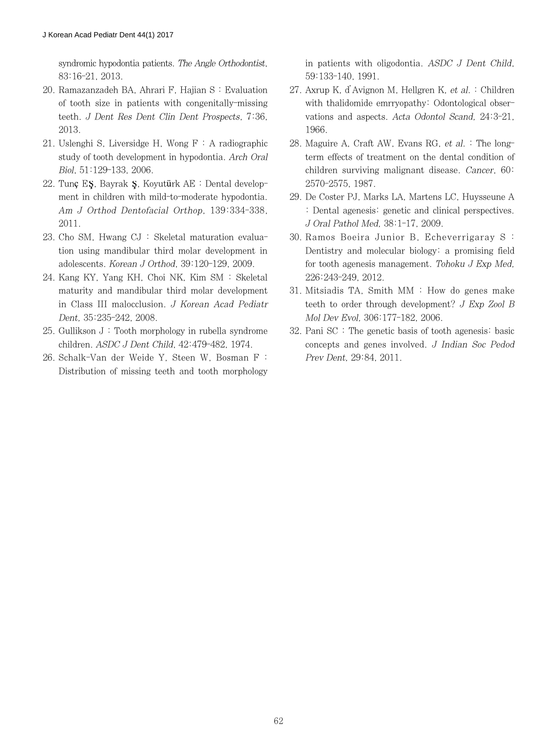syndromic hypodontia patients. *The Angle Orthodontist*, 83:16-21, 2013.

20. Ramazanzadeh BA, Ahrari F, Hajian S : Evaluation of tooth size in patients with congenitally-missing teeth. *J Dent Res Dent Clin Dent Prospects*, 7:36, 2013.
21. Uslenghi S, Liversidge H, Wong F : A radiographic study of tooth development in hypodontia. *Arch Oral Biol*, 51:129-133, 2006.
22. Tunç EŞ, Bayrak Ş, Koyutürk AE : Dental development in children with mild-to-moderate hypodontia. *Am J Orthod Dentofacial Orthop*, 139:334-338, 2011.
23. Cho SM, Hwang CJ : Skeletal maturation evaluation using mandibular third molar development in adolescents. *Korean J Orthod*, 39:120-129, 2009.
24. Kang KY, Yang KH, Choi NK, Kim SM : Skeletal maturity and mandibular third molar development in Class III malocclusion. *J Korean Acad Pediatr Dent*, 35:235-242, 2008.
25. Gullikson J : Tooth morphology in rubella syndrome children. *ASDC J Dent Child*, 42:479-482, 1974.
26. Schalk-Van der Weide Y, Steen W, Bosman F : Distribution of missing teeth and tooth morphology in patients with oligodontia. *ASDC J Dent Child*, 59:133-140, 1991.
27. Axrup K, d'Avignon M, Hellgren K, *et al.* : Children with thalidomide emrryopathy: Odontological observations and aspects. *Acta Odontol Scand*, 24:3-21, 1966.
28. Maguire A, Craft AW, Evans RG, *et al.* : The long-term effects of treatment on the dental condition of children surviving malignant disease. *Cancer*, 60:2570-2575, 1987.
29. De Coster PJ, Marks LA, Martens LC, Huysseune A : Dental agenesis: genetic and clinical perspectives. *J Oral Pathol Med*, 38:1-17, 2009.
30. Ramos Boeira Junior B, Echeverrigaray S : Dentistry and molecular biology: a promising field for tooth agenesis management. *Tohoku J Exp Med*, 226:243-249, 2012.
31. Mitsiadis TA, Smith MM : How do genes make teeth to order through development? *J Exp Zool B Mol Dev Evol*, 306:177-182, 2006.
32. Pani SC : The genetic basis of tooth agenesis: basic concepts and genes involved. *J Indian Soc Pedod Prev Dent*, 29:84, 2011.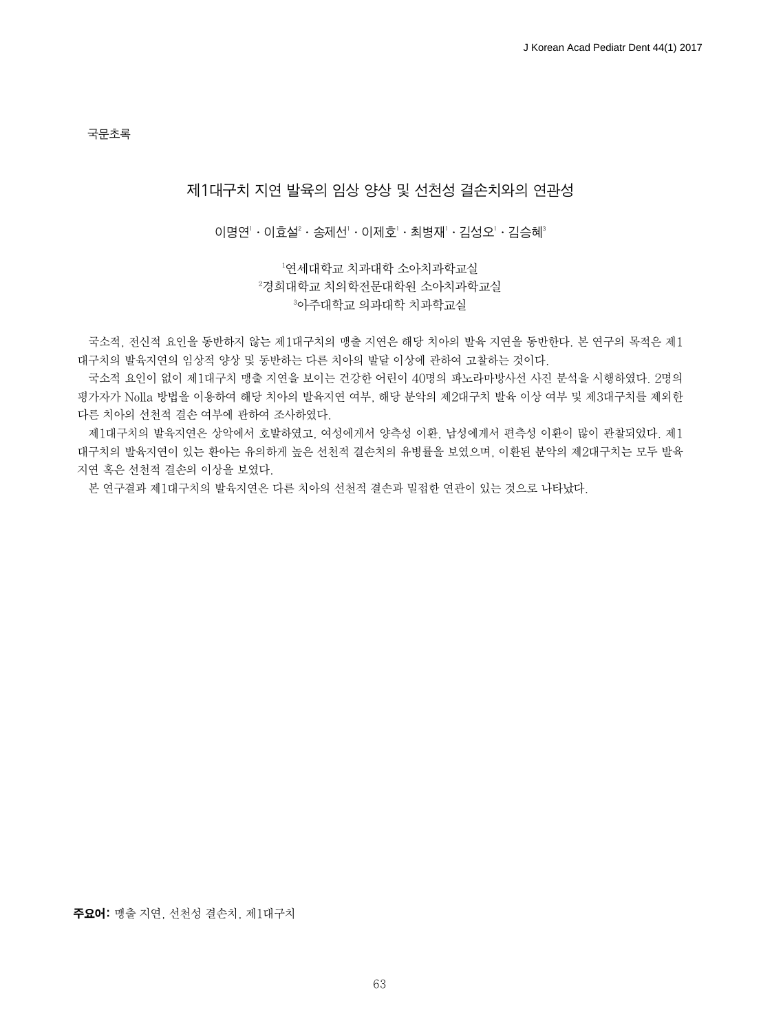국문초록

# 제1대구치 지연 발육의 임상 양상 및 선천성 결손치와의 연관성

이명연[1] · 이효설[2] · 송제선[1] · 이제호[1] · 최병재[1] · 김성오[1] · 김승혜[3]

[1]연세대학교 치과대학 소아치과학교실
[2]경희대학교 치의학전문대학원 소아치과학교실
[3]아주대학교 의과대학 치과학교실

국소적, 전신적 요인을 동반하지 않는 제1대구치의 맹출 지연은 해당 치아의 발육 지연을 동반한다. 본 연구의 목적은 제1대구치의 발육지연의 임상적 양상 및 동반하는 다른 치아의 발달 이상에 관하여 고찰하는 것이다.

국소적 요인이 없이 제1대구치 맹출 지연을 보이는 건강한 어린이 40명의 파노라마방사선 사진 분석을 시행하였다. 2명의 평가자가 Nolla 방법을 이용하여 해당 치아의 발육지연 여부, 해당 분악의 제2대구치 발육 이상 여부 및 제3대구치를 제외한 다른 치아의 선천적 결손 여부에 관하여 조사하였다.

제1대구치의 발육지연은 상악에서 호발하였고, 여성에게서 양측성 이환, 남성에게서 편측성 이환이 많이 관찰되었다. 제1대구치의 발육지연이 있는 환아는 유의하게 높은 선천적 결손치의 유병률을 보였으며, 이환된 분악의 제2대구치는 모두 발육지연 혹은 선천적 결손의 이상을 보였다.

본 연구결과 제1대구치의 발육지연은 다른 치아의 선천적 결손과 밀접한 연관이 있는 것으로 나타났다.

**주요어:** 맹출 지연, 선천성 결손치, 제1대구치